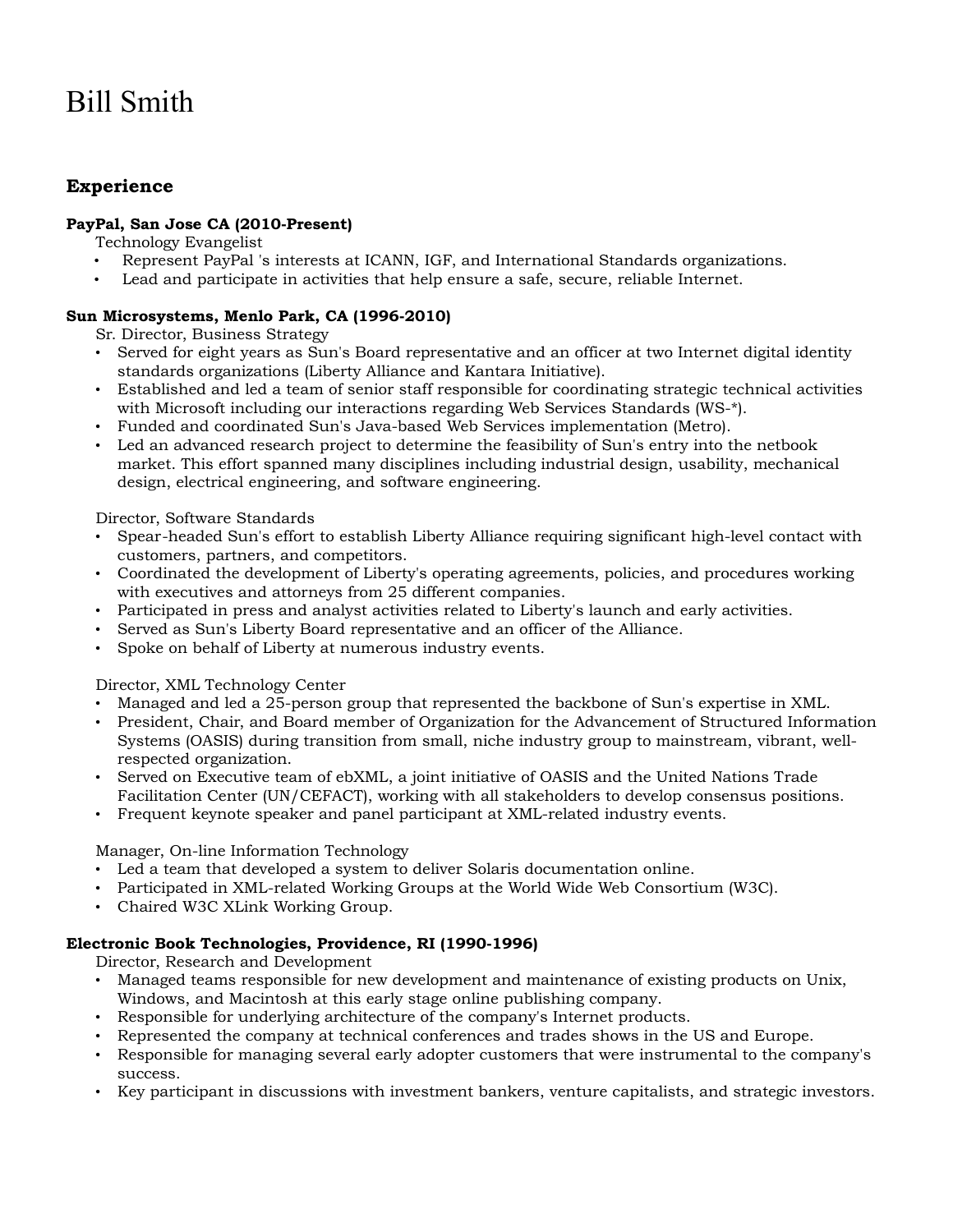# Bill Smith

## Experience

**PayPal, San Jose CA (2010-Present)**

Technology Evangelist

- Represent PayPal 's interests at ICANN, IGF, and International Standards organizations.
- Lead and participate in activities that help ensure a safe, secure, reliable Internet.

**Sun Microsystems, Menlo Park, CA (1996-2010)**

Sr. Director, Business Strategy

- Served for eight years as Sun's Board representative and an officer at two Internet digital identity standards organizations (Liberty Alliance and Kantara Initiative).
- Established and led a team of senior staff responsible for coordinating strategic technical activities with Microsoft including our interactions regarding Web Services Standards (WS-*).
- Funded and coordinated Sun's Java-based Web Services implementation (Metro).
- Led an advanced research project to determine the feasibility of Sun's entry into the netbook market. This effort spanned many disciplines including industrial design, usability, mechanical design, electrical engineering, and software engineering.

Director, Software Standards

- Spear-headed Sun's effort to establish Liberty Alliance requiring significant high-level contact with customers, partners, and competitors.
- Coordinated the development of Liberty's operating agreements, policies, and procedures working with executives and attorneys from 25 different companies.
- Participated in press and analyst activities related to Liberty's launch and early activities.
- Served as Sun's Liberty Board representative and an officer of the Alliance.
- Spoke on behalf of Liberty at numerous industry events.

Director, XML Technology Center

- Managed and led a 25-person group that represented the backbone of Sun's expertise in XML.
- President, Chair, and Board member of Organization for the Advancement of Structured Information Systems (OASIS) during transition from small, niche industry group to mainstream, vibrant, well-respected organization.
- Served on Executive team of ebXML, a joint initiative of OASIS and the United Nations Trade Facilitation Center (UN/CEFACT), working with all stakeholders to develop consensus positions.
- Frequent keynote speaker and panel participant at XML-related industry events.

Manager, On-line Information Technology

- Led a team that developed a system to deliver Solaris documentation online.
- Participated in XML-related Working Groups at the World Wide Web Consortium (W3C).
- Chaired W3C XLink Working Group.

**Electronic Book Technologies, Providence, RI (1990-1996)**

Director, Research and Development

- Managed teams responsible for new development and maintenance of existing products on Unix, Windows, and Macintosh at this early stage online publishing company.
- Responsible for underlying architecture of the company's Internet products.
- Represented the company at technical conferences and trades shows in the US and Europe.
- Responsible for managing several early adopter customers that were instrumental to the company's success.
- Key participant in discussions with investment bankers, venture capitalists, and strategic investors.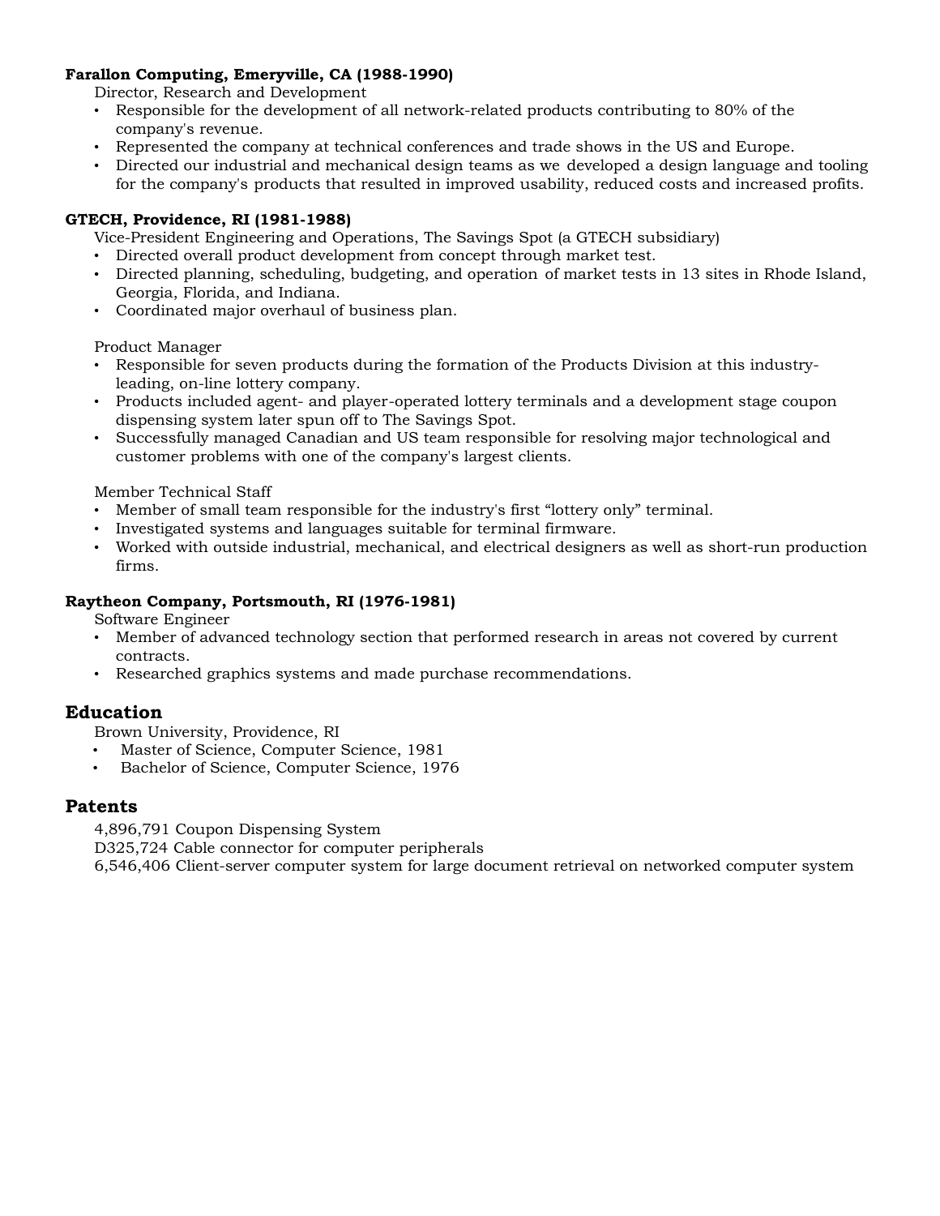**Farallon Computing, Emeryville, CA (1988-1990)**

Director, Research and Development

- Responsible for the development of all network-related products contributing to 80% of the company's revenue.
- Represented the company at technical conferences and trade shows in the US and Europe.
- Directed our industrial and mechanical design teams as we developed a design language and tooling for the company's products that resulted in improved usability, reduced costs and increased profits.

**GTECH, Providence, RI (1981-1988)**

Vice-President Engineering and Operations, The Savings Spot (a GTECH subsidiary)

- Directed overall product development from concept through market test.
- Directed planning, scheduling, budgeting, and operation of market tests in 13 sites in Rhode Island, Georgia, Florida, and Indiana.
- Coordinated major overhaul of business plan.

Product Manager

- Responsible for seven products during the formation of the Products Division at this industry-leading, on-line lottery company.
- Products included agent- and player-operated lottery terminals and a development stage coupon dispensing system later spun off to The Savings Spot.
- Successfully managed Canadian and US team responsible for resolving major technological and customer problems with one of the company's largest clients.

Member Technical Staff

- Member of small team responsible for the industry's first “lottery only” terminal.
- Investigated systems and languages suitable for terminal firmware.
- Worked with outside industrial, mechanical, and electrical designers as well as short-run production firms.

**Raytheon Company, Portsmouth, RI (1976-1981)**

Software Engineer

- Member of advanced technology section that performed research in areas not covered by current contracts.
- Researched graphics systems and made purchase recommendations.

## Education

Brown University, Providence, RI

- Master of Science, Computer Science, 1981
- Bachelor of Science, Computer Science, 1976

## Patents

4,896,791 Coupon Dispensing System

D325,724 Cable connector for computer peripherals

6,546,406 Client-server computer system for large document retrieval on networked computer system